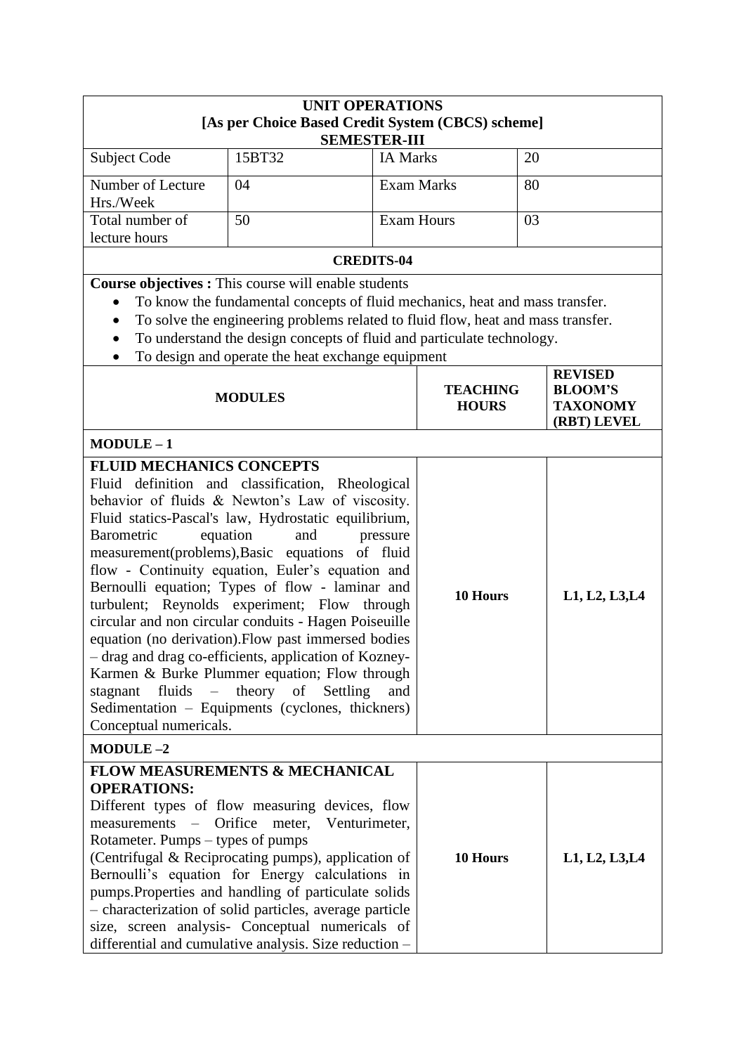| **UNIT OPERATIONS<br>[As per Choice Based Credit System (CBCS) scheme]<br>SEMESTER-III** | | | |
|---|---|---|---|
| Subject Code | 15BT32 | IA Marks | 20 |
| Number of Lecture Hrs./Week | 04 | Exam Marks | 80 |
| Total number of lecture hours | 50 | Exam Hours | 03 |
| **CREDITS-04** | | | |

**Course objectives :** This course will enable students

- To know the fundamental concepts of fluid mechanics, heat and mass transfer.
- To solve the engineering problems related to fluid flow, heat and mass transfer.
- To understand the design concepts of fluid and particulate technology.
- To design and operate the heat exchange equipment

| **MODULES** | **TEACHING HOURS** | **REVISED BLOOM'S TAXONOMY (RBT) LEVEL** |
|---|---|---|
| **MODULE – 1** | | |
| **FLUID MECHANICS CONCEPTS**<br>Fluid definition and classification, Rheological behavior of fluids & Newton's Law of viscosity. Fluid statics-Pascal's law, Hydrostatic equilibrium, Barometric equation and pressure measurement(problems),Basic equations of fluid flow - Continuity equation, Euler's equation and Bernoulli equation; Types of flow - laminar and turbulent; Reynolds experiment; Flow through circular and non circular conduits - Hagen Poiseuille equation (no derivation).Flow past immersed bodies – drag and drag co-efficients, application of Kozney-Karmen & Burke Plummer equation; Flow through stagnant fluids – theory of Settling and Sedimentation – Equipments (cyclones, thickners) Conceptual numericals. | **10 Hours** | **L1, L2, L3,L4** |
| **MODULE –2** | | |
| **FLOW MEASUREMENTS & MECHANICAL OPERATIONS:**<br>Different types of flow measuring devices, flow measurements – Orifice meter, Venturimeter, Rotameter. Pumps – types of pumps (Centrifugal & Reciprocating pumps), application of Bernoulli's equation for Energy calculations in pumps.Properties and handling of particulate solids – characterization of solid particles, average particle size, screen analysis- Conceptual numericals of differential and cumulative analysis. Size reduction – | **10 Hours** | **L1, L2, L3,L4** |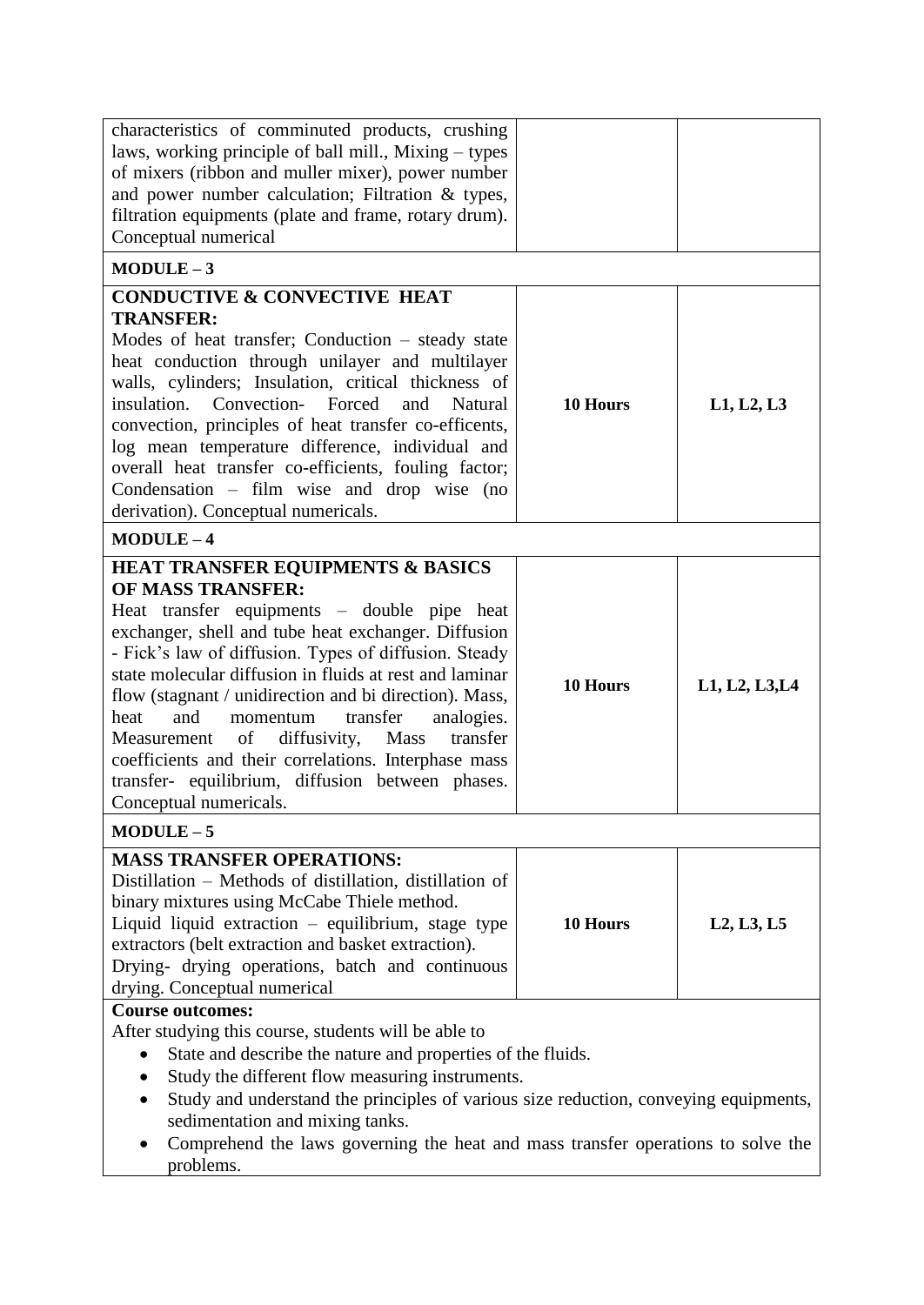| | | |
|---|---|---|
| characteristics of comminuted products, crushing laws, working principle of ball mill., Mixing – types of mixers (ribbon and muller mixer), power number and power number calculation; Filtration & types, filtration equipments (plate and frame, rotary drum). Conceptual numerical | | |
| **MODULE – 3** | | |
| **CONDUCTIVE & CONVECTIVE HEAT TRANSFER:** Modes of heat transfer; Conduction – steady state heat conduction through unilayer and multilayer walls, cylinders; Insulation, critical thickness of insulation. Convection- Forced and Natural convection, principles of heat transfer co-efficents, log mean temperature difference, individual and overall heat transfer co-efficients, fouling factor; Condensation – film wise and drop wise (no derivation). Conceptual numericals. | **10 Hours** | **L1, L2, L3** |
| **MODULE – 4** | | |
| **HEAT TRANSFER EQUIPMENTS & BASICS OF MASS TRANSFER:** Heat transfer equipments – double pipe heat exchanger, shell and tube heat exchanger. Diffusion - Fick's law of diffusion. Types of diffusion. Steady state molecular diffusion in fluids at rest and laminar flow (stagnant / unidirection and bi direction). Mass, heat and momentum transfer analogies. Measurement of diffusivity, Mass transfer coefficients and their correlations. Interphase mass transfer- equilibrium, diffusion between phases. Conceptual numericals. | **10 Hours** | **L1, L2, L3,L4** |
| **MODULE – 5** | | |
| **MASS TRANSFER OPERATIONS:** Distillation – Methods of distillation, distillation of binary mixtures using McCabe Thiele method. Liquid liquid extraction – equilibrium, stage type extractors (belt extraction and basket extraction). Drying- drying operations, batch and continuous drying. Conceptual numerical | **10 Hours** | **L2, L3, L5** |

**Course outcomes:**

After studying this course, students will be able to

- State and describe the nature and properties of the fluids.
- Study the different flow measuring instruments.
- Study and understand the principles of various size reduction, conveying equipments, sedimentation and mixing tanks.
- Comprehend the laws governing the heat and mass transfer operations to solve the problems.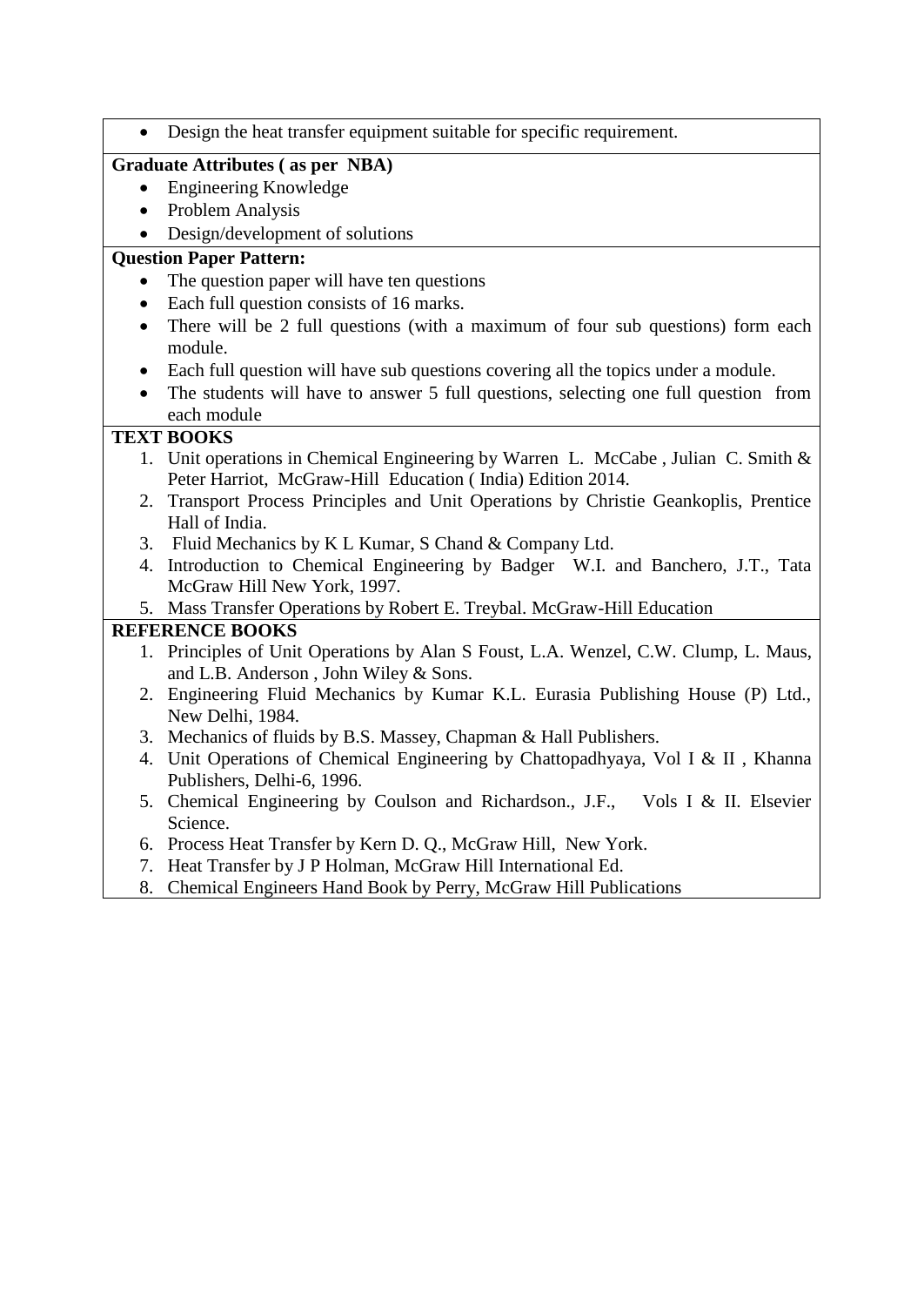- Design the heat transfer equipment suitable for specific requirement.

**Graduate Attributes ( as per NBA)**

- Engineering Knowledge
- Problem Analysis
- Design/development of solutions

**Question Paper Pattern:**

- The question paper will have ten questions
- Each full question consists of 16 marks.
- There will be 2 full questions (with a maximum of four sub questions) form each module.
- Each full question will have sub questions covering all the topics under a module.
- The students will have to answer 5 full questions, selecting one full question from each module

**TEXT BOOKS**

1. Unit operations in Chemical Engineering by Warren L. McCabe , Julian C. Smith & Peter Harriot, McGraw-Hill Education ( India) Edition 2014.
2. Transport Process Principles and Unit Operations by Christie Geankoplis, Prentice Hall of India.
3. Fluid Mechanics by K L Kumar, S Chand & Company Ltd.
4. Introduction to Chemical Engineering by Badger W.I. and Banchero, J.T., Tata McGraw Hill New York, 1997.
5. Mass Transfer Operations by Robert E. Treybal. McGraw-Hill Education

**REFERENCE BOOKS**

1. Principles of Unit Operations by Alan S Foust, L.A. Wenzel, C.W. Clump, L. Maus, and L.B. Anderson , John Wiley & Sons.
2. Engineering Fluid Mechanics by Kumar K.L. Eurasia Publishing House (P) Ltd., New Delhi, 1984.
3. Mechanics of fluids by B.S. Massey, Chapman & Hall Publishers.
4. Unit Operations of Chemical Engineering by Chattopadhyaya, Vol I & II , Khanna Publishers, Delhi-6, 1996.
5. Chemical Engineering by Coulson and Richardson., J.F., Vols I & II. Elsevier Science.
6. Process Heat Transfer by Kern D. Q., McGraw Hill, New York.
7. Heat Transfer by J P Holman, McGraw Hill International Ed.
8. Chemical Engineers Hand Book by Perry, McGraw Hill Publications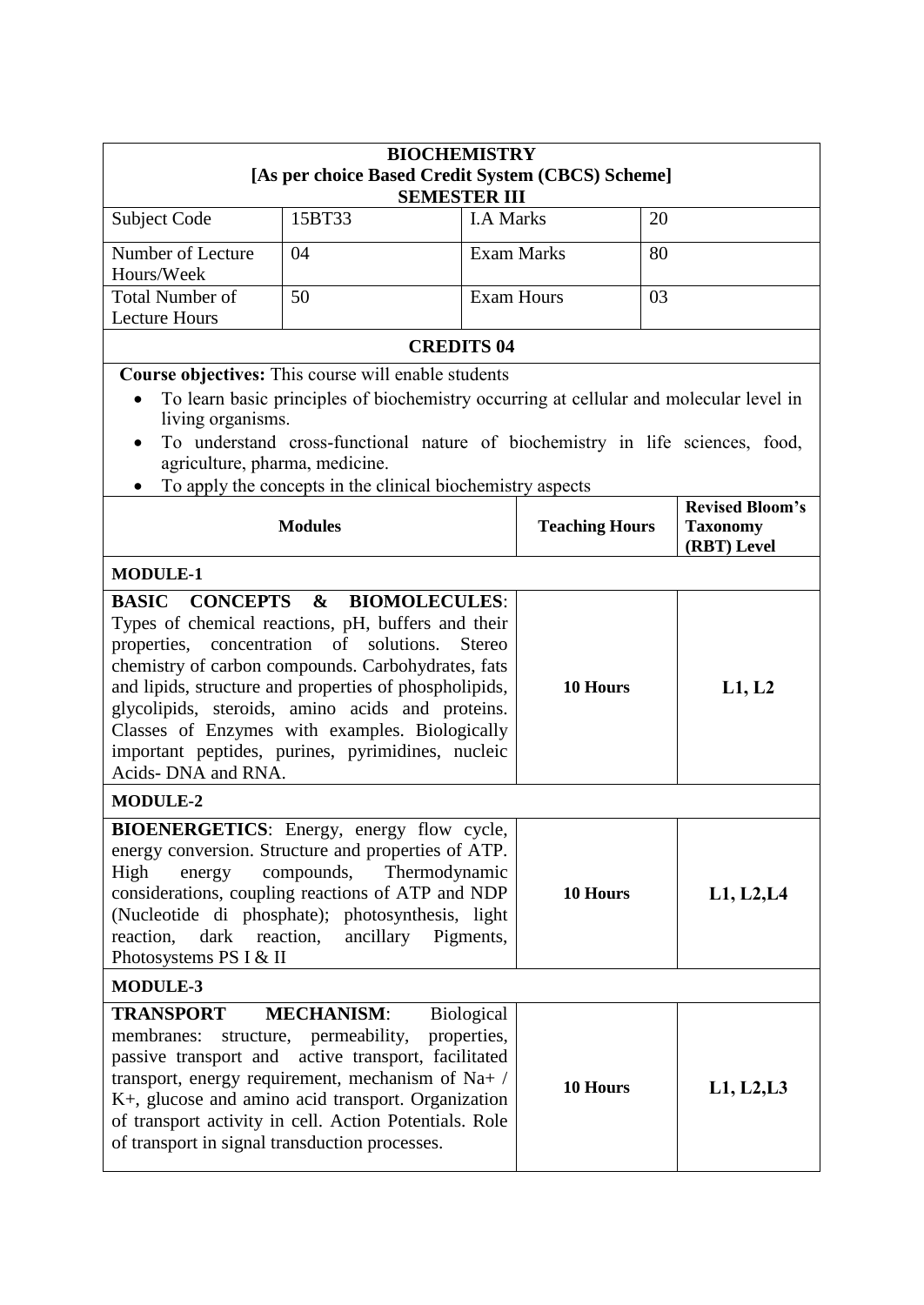| **BIOCHEMISTRY**<br>**[As per choice Based Credit System (CBCS) Scheme]**<br>**SEMESTER III** | | | |
|---|---|---|---|
| Subject Code | 15BT33 | I.A Marks | 20 |
| Number of Lecture Hours/Week | 04 | Exam Marks | 80 |
| Total Number of Lecture Hours | 50 | Exam Hours | 03 |
| **CREDITS 04** | | | |

**Course objectives:** This course will enable students

- To learn basic principles of biochemistry occurring at cellular and molecular level in living organisms.
- To understand cross-functional nature of biochemistry in life sciences, food, agriculture, pharma, medicine.
- To apply the concepts in the clinical biochemistry aspects

| Modules | Teaching Hours | Revised Bloom's Taxonomy (RBT) Level |
|---|---|---|
| **MODULE-1** | | |
| **BASIC CONCEPTS & BIOMOLECULES**: Types of chemical reactions, pH, buffers and their properties, concentration of solutions. Stereo chemistry of carbon compounds. Carbohydrates, fats and lipids, structure and properties of phospholipids, glycolipids, steroids, amino acids and proteins. Classes of Enzymes with examples. Biologically important peptides, purines, pyrimidines, nucleic Acids- DNA and RNA. | **10 Hours** | **L1, L2** |
| **MODULE-2** | | |
| **BIOENERGETICS**: Energy, energy flow cycle, energy conversion. Structure and properties of ATP. High energy compounds, Thermodynamic considerations, coupling reactions of ATP and NDP (Nucleotide di phosphate); photosynthesis, light reaction, dark reaction, ancillary Pigments, Photosystems PS I & II | **10 Hours** | **L1, L2,L4** |
| **MODULE-3** | | |
| **TRANSPORT MECHANISM**: Biological membranes: structure, permeability, properties, passive transport and active transport, facilitated transport, energy requirement, mechanism of $Na^+$ / $K^+$, glucose and amino acid transport. Organization of transport activity in cell. Action Potentials. Role of transport in signal transduction processes. | **10 Hours** | **L1, L2,L3** |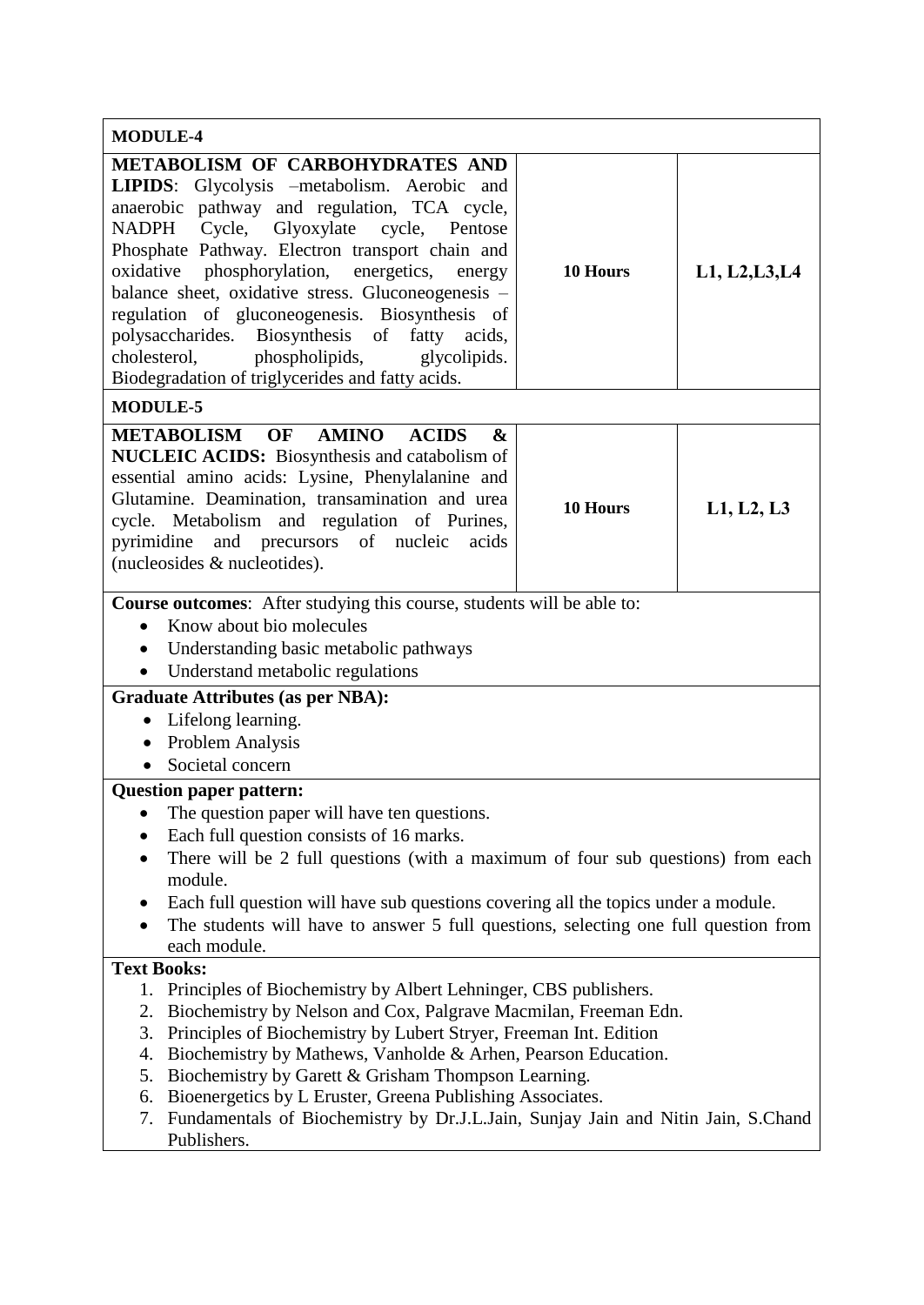| MODULE-4 | | |
|---|---|---|
| **METABOLISM OF CARBOHYDRATES AND LIPIDS**: Glycolysis –metabolism. Aerobic and anaerobic pathway and regulation, TCA cycle, NADPH Cycle, Glyoxylate cycle, Pentose Phosphate Pathway. Electron transport chain and oxidative phosphorylation, energetics, energy balance sheet, oxidative stress. Gluconeogenesis – regulation of gluconeogenesis. Biosynthesis of polysaccharides. Biosynthesis of fatty acids, cholesterol, phospholipids, glycolipids. Biodegradation of triglycerides and fatty acids. | **10 Hours** | **L1, L2,L3,L4** |
| **MODULE-5** | | |
| **METABOLISM OF AMINO ACIDS & NUCLEIC ACIDS:** Biosynthesis and catabolism of essential amino acids: Lysine, Phenylalanine and Glutamine. Deamination, transamination and urea cycle. Metabolism and regulation of Purines, pyrimidine and precursors of nucleic acids (nucleosides & nucleotides). | **10 Hours** | **L1, L2, L3** |

**Course outcomes**: After studying this course, students will be able to:

- Know about bio molecules
- Understanding basic metabolic pathways
- Understand metabolic regulations

**Graduate Attributes (as per NBA):**

- Lifelong learning.
- Problem Analysis
- Societal concern

**Question paper pattern:**

- The question paper will have ten questions.
- Each full question consists of 16 marks.
- There will be 2 full questions (with a maximum of four sub questions) from each module.
- Each full question will have sub questions covering all the topics under a module.
- The students will have to answer 5 full questions, selecting one full question from each module.

**Text Books:**

1. Principles of Biochemistry by Albert Lehninger, CBS publishers.
2. Biochemistry by Nelson and Cox, Palgrave Macmilan, Freeman Edn.
3. Principles of Biochemistry by Lubert Stryer, Freeman Int. Edition
4. Biochemistry by Mathews, Vanholde & Arhen, Pearson Education.
5. Biochemistry by Garett & Grisham Thompson Learning.
6. Bioenergetics by L Eruster, Greena Publishing Associates.
7. Fundamentals of Biochemistry by Dr.J.L.Jain, Sunjay Jain and Nitin Jain, S.Chand Publishers.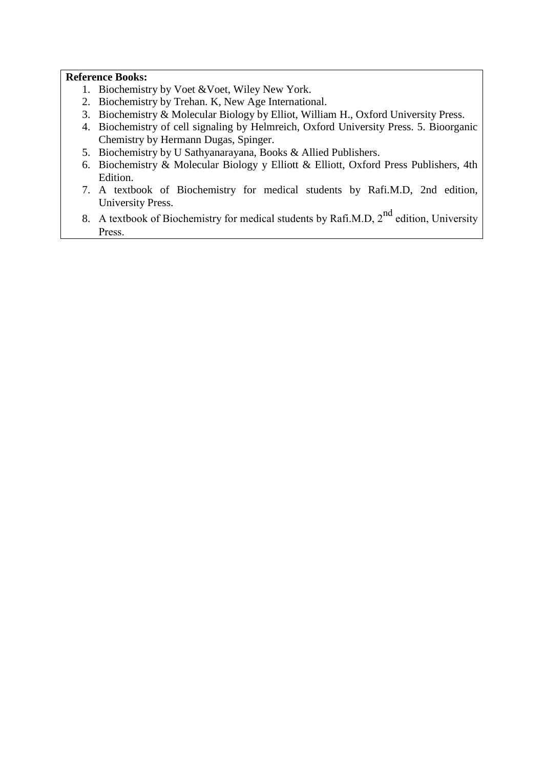**Reference Books:**

1. Biochemistry by Voet &Voet, Wiley New York.
2. Biochemistry by Trehan. K, New Age International.
3. Biochemistry & Molecular Biology by Elliot, William H., Oxford University Press.
4. Biochemistry of cell signaling by Helmreich, Oxford University Press. 5. Bioorganic Chemistry by Hermann Dugas, Spinger.
5. Biochemistry by U Sathyanarayana, Books & Allied Publishers.
6. Biochemistry & Molecular Biology y Elliott & Elliott, Oxford Press Publishers, 4th Edition.
7. A textbook of Biochemistry for medical students by Rafi.M.D, 2nd edition, University Press.
8. A textbook of Biochemistry for medical students by Rafi.M.D, $2^{nd}$ edition, University Press.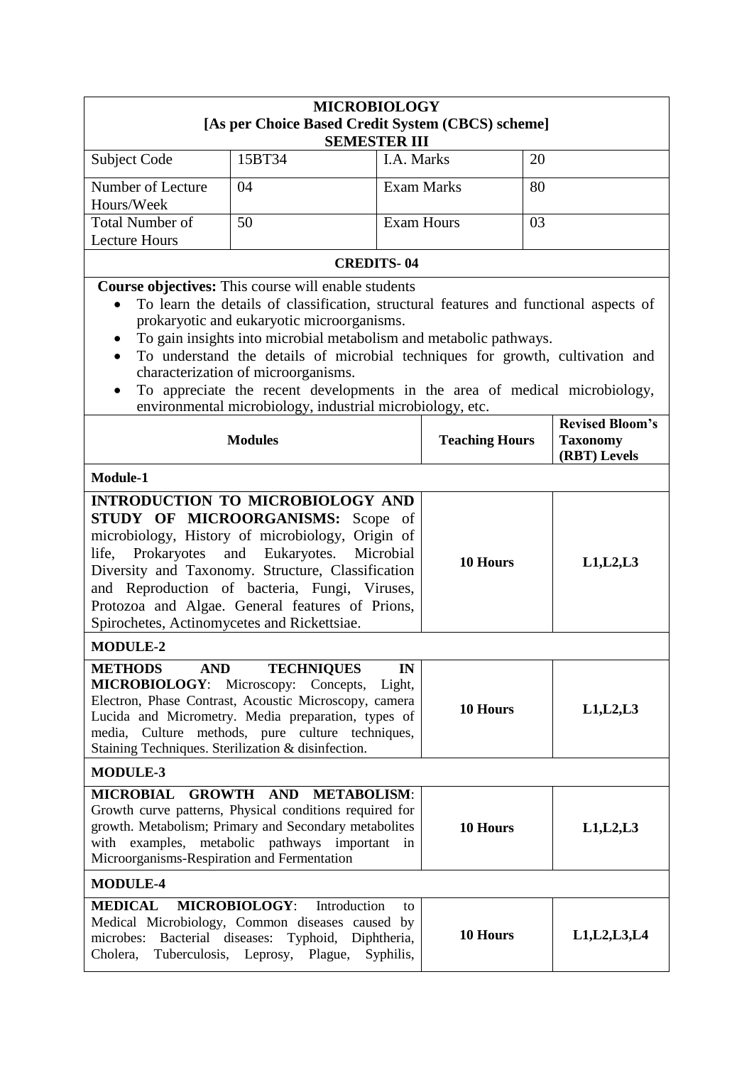**MICROBIOLOGY**
**[As per Choice Based Credit System (CBCS) scheme]**
**SEMESTER III**

| Subject Code | 15BT34 | I.A. Marks | 20 |
|---|---|---|---|
| Number of Lecture Hours/Week | 04 | Exam Marks | 80 |
| Total Number of Lecture Hours | 50 | Exam Hours | 03 |

**CREDITS- 04**

**Course objectives:** This course will enable students

- To learn the details of classification, structural features and functional aspects of prokaryotic and eukaryotic microorganisms.
- To gain insights into microbial metabolism and metabolic pathways.
- To understand the details of microbial techniques for growth, cultivation and characterization of microorganisms.
- To appreciate the recent developments in the area of medical microbiology, environmental microbiology, industrial microbiology, etc.

| Modules | Teaching Hours | Revised Bloom's Taxonomy (RBT) Levels |
|---|---|---|
| **Module-1** | | |
| **INTRODUCTION TO MICROBIOLOGY AND STUDY OF MICROORGANISMS:** Scope of microbiology, History of microbiology, Origin of life, Prokaryotes and Eukaryotes. Microbial Diversity and Taxonomy. Structure, Classification and Reproduction of bacteria, Fungi, Viruses, Protozoa and Algae. General features of Prions, Spirochetes, Actinomycetes and Rickettsiae. | **10 Hours** | **L1,L2,L3** |
| **MODULE-2** | | |
| **METHODS AND TECHNIQUES IN MICROBIOLOGY**: Microscopy: Concepts, Light, Electron, Phase Contrast, Acoustic Microscopy, camera Lucida and Micrometry. Media preparation, types of media, Culture methods, pure culture techniques, Staining Techniques. Sterilization & disinfection. | **10 Hours** | **L1,L2,L3** |
| **MODULE-3** | | |
| **MICROBIAL GROWTH AND METABOLISM**: Growth curve patterns, Physical conditions required for growth. Metabolism; Primary and Secondary metabolites with examples, metabolic pathways important in Microorganisms-Respiration and Fermentation | **10 Hours** | **L1,L2,L3** |
| **MODULE-4** | | |
| **MEDICAL MICROBIOLOGY**: Introduction to Medical Microbiology, Common diseases caused by microbes: Bacterial diseases: Typhoid, Diphtheria, Cholera, Tuberculosis, Leprosy, Plague, Syphilis, | **10 Hours** | **L1,L2,L3,L4** |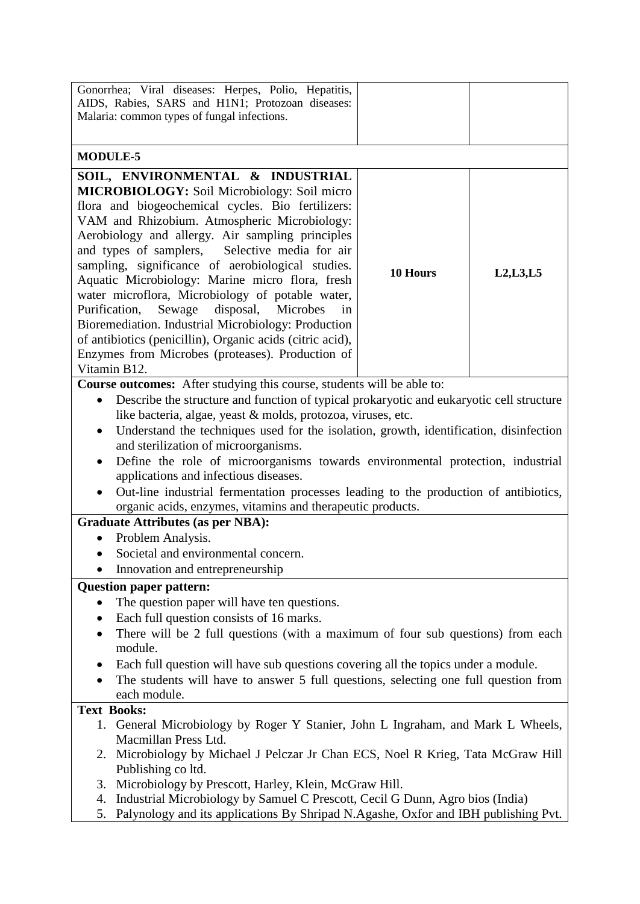| | | |
|---|---|---|
| Gonorrhea; Viral diseases: Herpes, Polio, Hepatitis, AIDS, Rabies, SARS and H1N1; Protozoan diseases: Malaria: common types of fungal infections. | | |
| **MODULE-5** | | |
| **SOIL, ENVIRONMENTAL & INDUSTRIAL MICROBIOLOGY:** Soil Microbiology: Soil micro flora and biogeochemical cycles. Bio fertilizers: VAM and Rhizobium. Atmospheric Microbiology: Aerobiology and allergy. Air sampling principles and types of samplers, Selective media for air sampling, significance of aerobiological studies. Aquatic Microbiology: Marine micro flora, fresh water microflora, Microbiology of potable water, Purification, Sewage disposal, Microbes in Bioremediation. Industrial Microbiology: Production of antibiotics (penicillin), Organic acids (citric acid), Enzymes from Microbes (proteases). Production of Vitamin B12. | **10 Hours** | **L2,L3,L5** |

**Course outcomes:** After studying this course, students will be able to:

- Describe the structure and function of typical prokaryotic and eukaryotic cell structure like bacteria, algae, yeast & molds, protozoa, viruses, etc.
- Understand the techniques used for the isolation, growth, identification, disinfection and sterilization of microorganisms.
- Define the role of microorganisms towards environmental protection, industrial applications and infectious diseases.
- Out-line industrial fermentation processes leading to the production of antibiotics, organic acids, enzymes, vitamins and therapeutic products.

**Graduate Attributes (as per NBA):**

- Problem Analysis.
- Societal and environmental concern.
- Innovation and entrepreneurship

**Question paper pattern:**

- The question paper will have ten questions.
- Each full question consists of 16 marks.
- There will be 2 full questions (with a maximum of four sub questions) from each module.
- Each full question will have sub questions covering all the topics under a module.
- The students will have to answer 5 full questions, selecting one full question from each module.

**Text Books:**

1. General Microbiology by Roger Y Stanier, John L Ingraham, and Mark L Wheels, Macmillan Press Ltd.
2. Microbiology by Michael J Pelczar Jr Chan ECS, Noel R Krieg, Tata McGraw Hill Publishing co ltd.
3. Microbiology by Prescott, Harley, Klein, McGraw Hill.
4. Industrial Microbiology by Samuel C Prescott, Cecil G Dunn, Agro bios (India)
5. Palynology and its applications By Shripad N.Agashe, Oxfor and IBH publishing Pvt.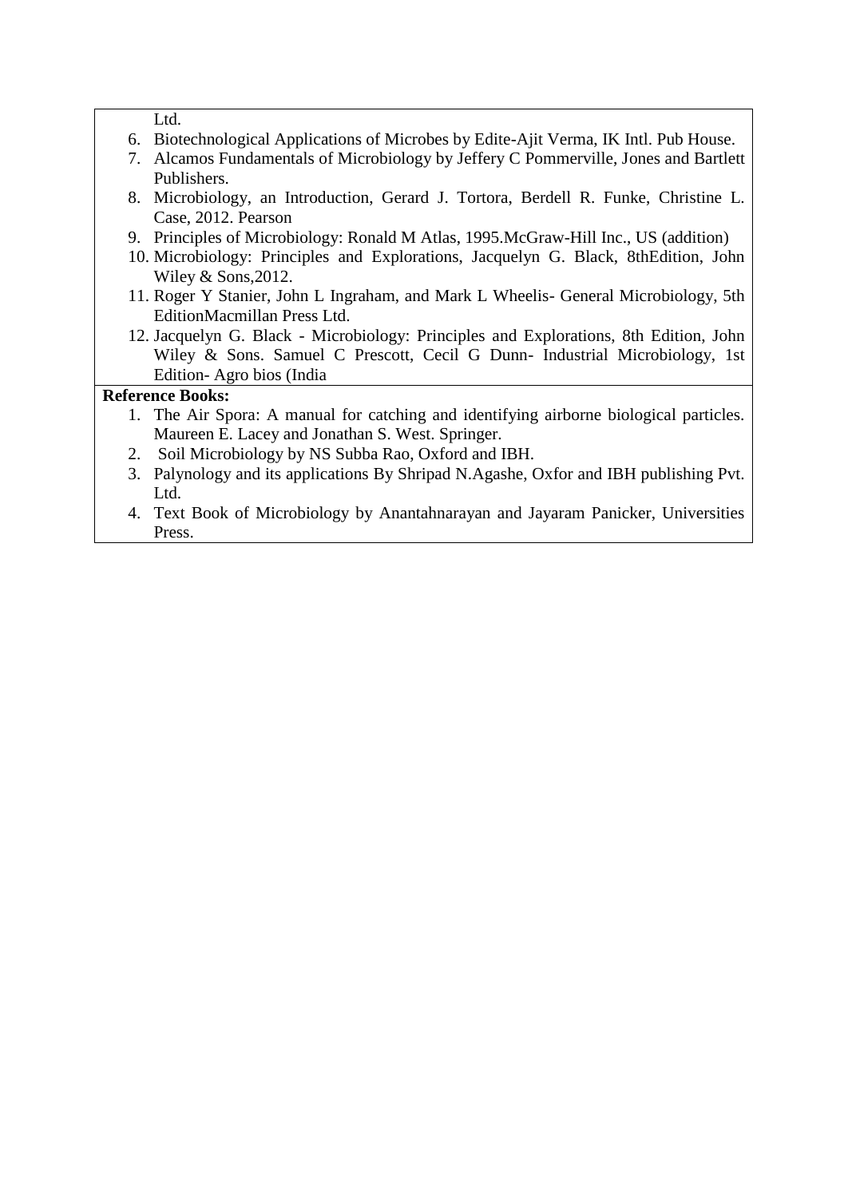Ltd.

6. Biotechnological Applications of Microbes by Edite-Ajit Verma, IK Intl. Pub House.
7. Alcamos Fundamentals of Microbiology by Jeffery C Pommerville, Jones and Bartlett Publishers.
8. Microbiology, an Introduction, Gerard J. Tortora, Berdell R. Funke, Christine L. Case, 2012. Pearson
9. Principles of Microbiology: Ronald M Atlas, 1995.McGraw-Hill Inc., US (addition)
10. Microbiology: Principles and Explorations, Jacquelyn G. Black, 8thEdition, John Wiley & Sons,2012.
11. Roger Y Stanier, John L Ingraham, and Mark L Wheelis- General Microbiology, 5th EditionMacmillan Press Ltd.
12. Jacquelyn G. Black - Microbiology: Principles and Explorations, 8th Edition, John Wiley & Sons. Samuel C Prescott, Cecil G Dunn- Industrial Microbiology, 1st Edition- Agro bios (India

**Reference Books:**

1. The Air Spora: A manual for catching and identifying airborne biological particles. Maureen E. Lacey and Jonathan S. West. Springer.
2. Soil Microbiology by NS Subba Rao, Oxford and IBH.
3. Palynology and its applications By Shripad N.Agashe, Oxfor and IBH publishing Pvt. Ltd.
4. Text Book of Microbiology by Anantahnarayan and Jayaram Panicker, Universities Press.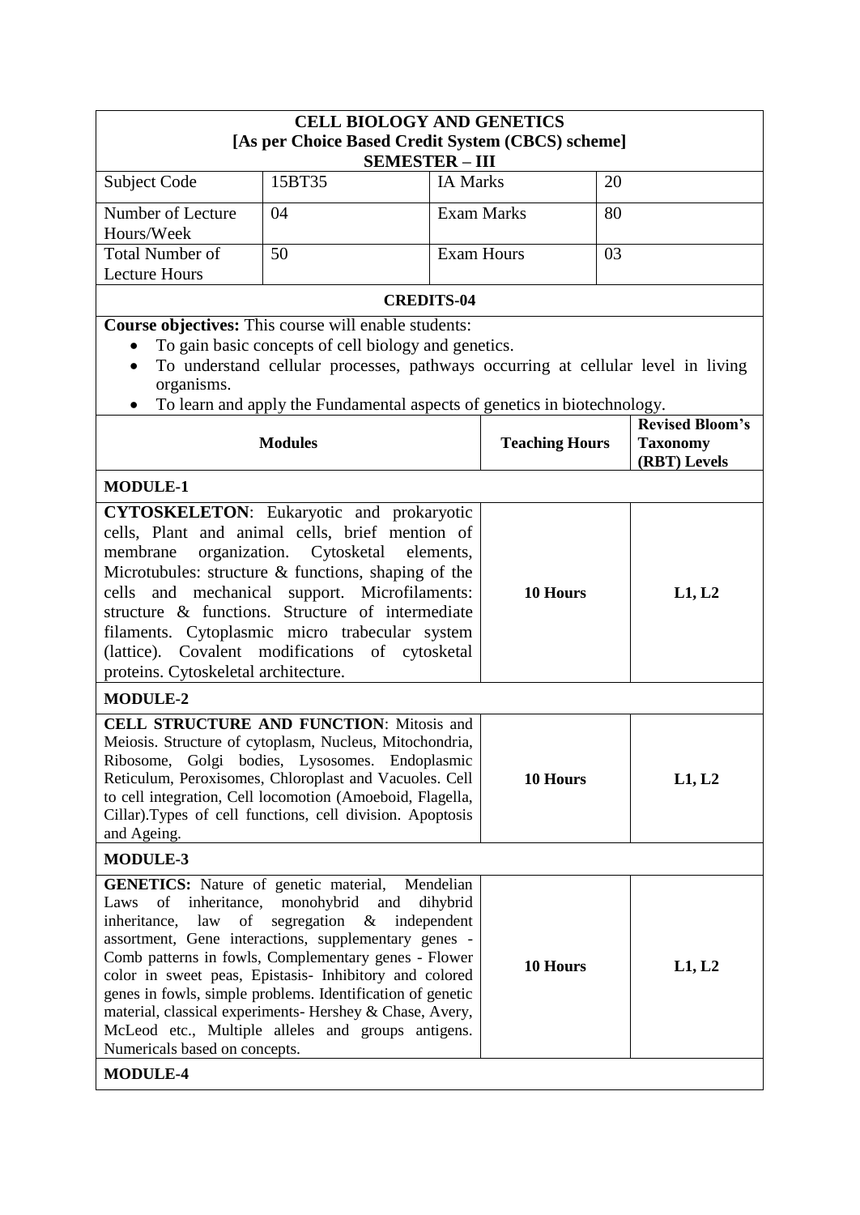## CELL BIOLOGY AND GENETICS
### [As per Choice Based Credit System (CBCS) scheme]
### SEMESTER – III

| Subject Code | 15BT35 | IA Marks | 20 |
|---|---|---|---|
| Number of Lecture Hours/Week | 04 | Exam Marks | 80 |
| Total Number of Lecture Hours | 50 | Exam Hours | 03 |

**CREDITS-04**

**Course objectives:** This course will enable students:

- To gain basic concepts of cell biology and genetics.
- To understand cellular processes, pathways occurring at cellular level in living organisms.
- To learn and apply the Fundamental aspects of genetics in biotechnology.

| Modules | Teaching Hours | Revised Bloom's Taxonomy (RBT) Levels |
|---|---|---|
| **MODULE-1** | | |
| **CYTOSKELETON**: Eukaryotic and prokaryotic cells, Plant and animal cells, brief mention of membrane organization. Cytosketal elements, Microtubules: structure & functions, shaping of the cells and mechanical support. Microfilaments: structure & functions. Structure of intermediate filaments. Cytoplasmic micro trabecular system (lattice). Covalent modifications of cytosketal proteins. Cytoskeletal architecture. | **10 Hours** | **L1, L2** |
| **MODULE-2** | | |
| **CELL STRUCTURE AND FUNCTION**: Mitosis and Meiosis. Structure of cytoplasm, Nucleus, Mitochondria, Ribosome, Golgi bodies, Lysosomes. Endoplasmic Reticulum, Peroxisomes, Chloroplast and Vacuoles. Cell to cell integration, Cell locomotion (Amoeboid, Flagella, Cillar).Types of cell functions, cell division. Apoptosis and Ageing. | **10 Hours** | **L1, L2** |
| **MODULE-3** | | |
| **GENETICS:** Nature of genetic material, Mendelian Laws of inheritance, monohybrid and dihybrid inheritance, law of segregation & independent assortment, Gene interactions, supplementary genes - Comb patterns in fowls, Complementary genes - Flower color in sweet peas, Epistasis- Inhibitory and colored genes in fowls, simple problems. Identification of genetic material, classical experiments- Hershey & Chase, Avery, McLeod etc., Multiple alleles and groups antigens. Numericals based on concepts. | **10 Hours** | **L1, L2** |
| **MODULE-4** | | |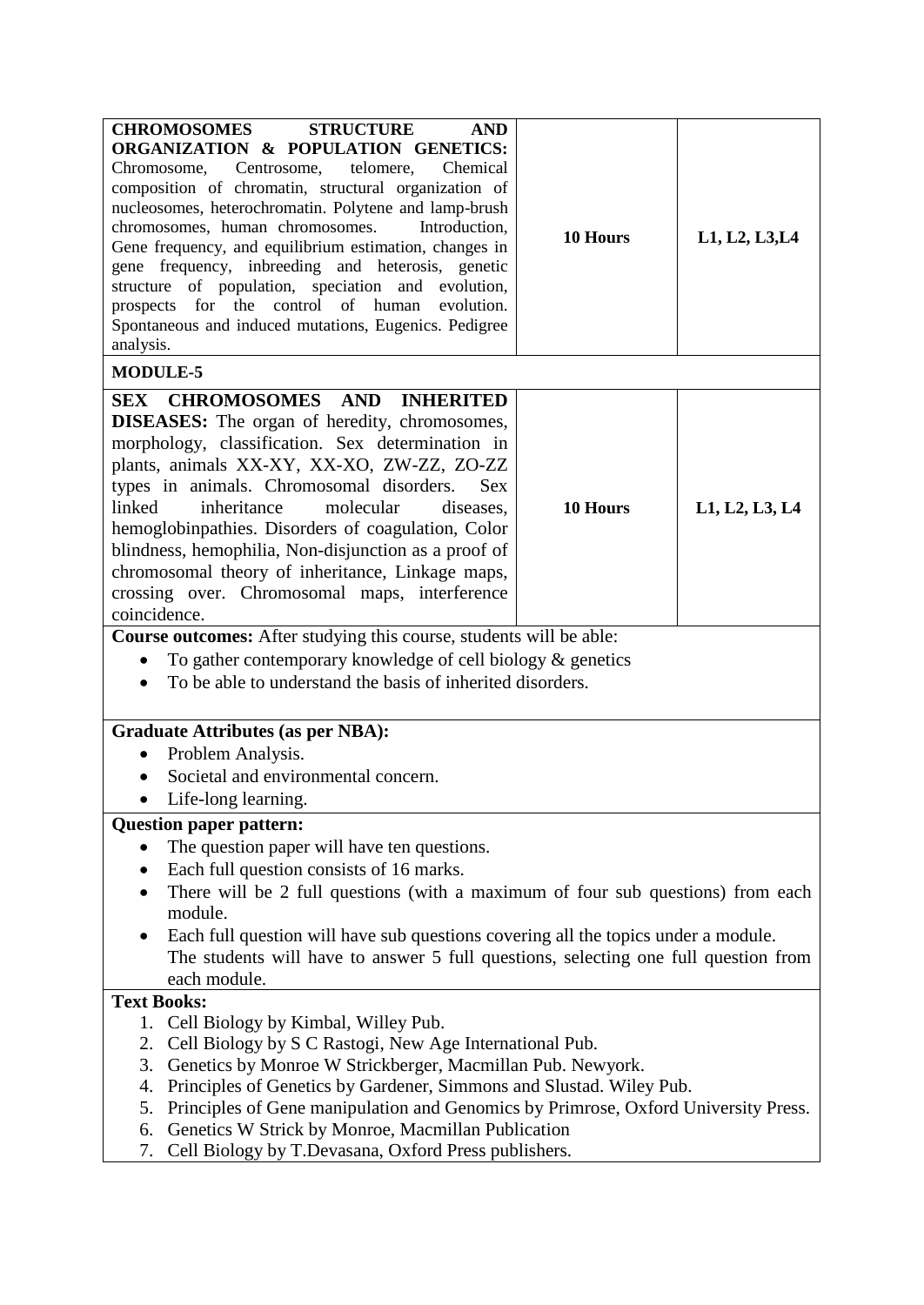| **CHROMOSOMES STRUCTURE AND ORGANIZATION & POPULATION GENETICS:** Chromosome, Centrosome, telomere, Chemical composition of chromatin, structural organization of nucleosomes, heterochromatin. Polytene and lamp-brush chromosomes, human chromosomes. Introduction, Gene frequency, and equilibrium estimation, changes in gene frequency, inbreeding and heterosis, genetic structure of population, speciation and evolution, prospects for the control of human evolution. Spontaneous and induced mutations, Eugenics. Pedigree analysis. | **10 Hours** | **L1, L2, L3,L4** |
|---|---|---|
| **MODULE-5** | | |
| **SEX CHROMOSOMES AND INHERITED DISEASES:** The organ of heredity, chromosomes, morphology, classification. Sex determination in plants, animals XX-XY, XX-XO, ZW-ZZ, ZO-ZZ types in animals. Chromosomal disorders. Sex linked inheritance molecular diseases, hemoglobinpathies. Disorders of coagulation, Color blindness, hemophilia, Non-disjunction as a proof of chromosomal theory of inheritance, Linkage maps, crossing over. Chromosomal maps, interference coincidence. | **10 Hours** | **L1, L2, L3, L4** |

**Course outcomes:** After studying this course, students will be able:

- To gather contemporary knowledge of cell biology & genetics
- To be able to understand the basis of inherited disorders.

**Graduate Attributes (as per NBA):**

- Problem Analysis.
- Societal and environmental concern.
- Life-long learning.

**Question paper pattern:**

- The question paper will have ten questions.
- Each full question consists of 16 marks.
- There will be 2 full questions (with a maximum of four sub questions) from each module.
- Each full question will have sub questions covering all the topics under a module.
  The students will have to answer 5 full questions, selecting one full question from each module.

**Text Books:**

1. Cell Biology by Kimbal, Willey Pub.
2. Cell Biology by S C Rastogi, New Age International Pub.
3. Genetics by Monroe W Strickberger, Macmillan Pub. Newyork.
4. Principles of Genetics by Gardener, Simmons and Slustad. Wiley Pub.
5. Principles of Gene manipulation and Genomics by Primrose, Oxford University Press.
6. Genetics W Strick by Monroe, Macmillan Publication
7. Cell Biology by T.Devasana, Oxford Press publishers.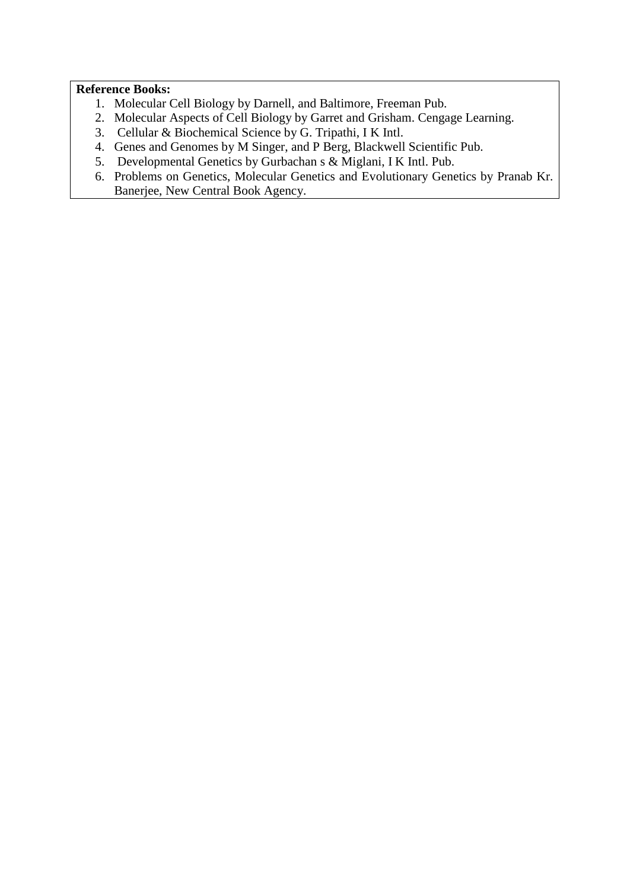**Reference Books:**

1. Molecular Cell Biology by Darnell, and Baltimore, Freeman Pub.
2. Molecular Aspects of Cell Biology by Garret and Grisham. Cengage Learning.
3. Cellular & Biochemical Science by G. Tripathi, I K Intl.
4. Genes and Genomes by M Singer, and P Berg, Blackwell Scientific Pub.
5. Developmental Genetics by Gurbachan s & Miglani, I K Intl. Pub.
6. Problems on Genetics, Molecular Genetics and Evolutionary Genetics by Pranab Kr. Banerjee, New Central Book Agency.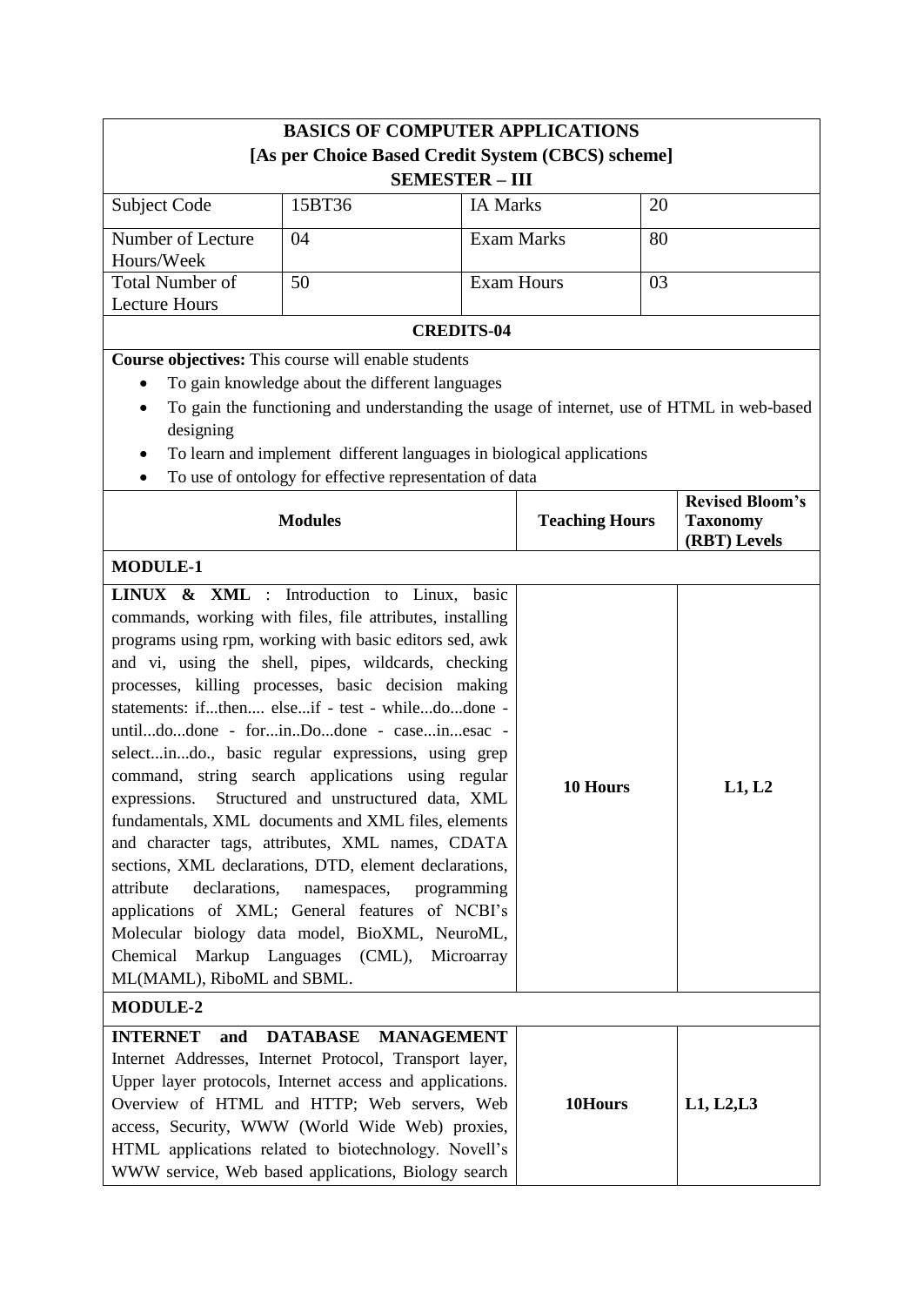| **BASICS OF COMPUTER APPLICATIONS**<br>**[As per Choice Based Credit System (CBCS) scheme]**<br>**SEMESTER – III** | | | |
|---|---|---|---|
| Subject Code | 15BT36 | IA Marks | 20 |
| Number of Lecture Hours/Week | 04 | Exam Marks | 80 |
| Total Number of Lecture Hours | 50 | Exam Hours | 03 |
| **CREDITS-04** | | | |

**Course objectives:** This course will enable students

- To gain knowledge about the different languages
- To gain the functioning and understanding the usage of internet, use of HTML in web-based designing
- To learn and implement different languages in biological applications
- To use of ontology for effective representation of data

| Modules | Teaching Hours | Revised Bloom's Taxonomy (RBT) Levels |
|---|---|---|
| **MODULE-1** | | |
| **LINUX & XML** : Introduction to Linux, basic commands, working with files, file attributes, installing programs using rpm, working with basic editors sed, awk and vi, using the shell, pipes, wildcards, checking processes, killing processes, basic decision making statements: if...then.... else...if - test - while...do...done - until...do...done - for...in..Do...done - case...in...esac - select...in...do., basic regular expressions, using grep command, string search applications using regular expressions. Structured and unstructured data, XML fundamentals, XML documents and XML files, elements and character tags, attributes, XML names, CDATA sections, XML declarations, DTD, element declarations, attribute declarations, namespaces, programming applications of XML; General features of NCBI's Molecular biology data model, BioXML, NeuroML, Chemical Markup Languages (CML), Microarray ML(MAML), RiboML and SBML. | **10 Hours** | **L1, L2** |
| **MODULE-2** | | |
| **INTERNET and DATABASE MANAGEMENT** Internet Addresses, Internet Protocol, Transport layer, Upper layer protocols, Internet access and applications. Overview of HTML and HTTP; Web servers, Web access, Security, WWW (World Wide Web) proxies, HTML applications related to biotechnology. Novell's WWW service, Web based applications, Biology search | **10Hours** | **L1, L2,L3** |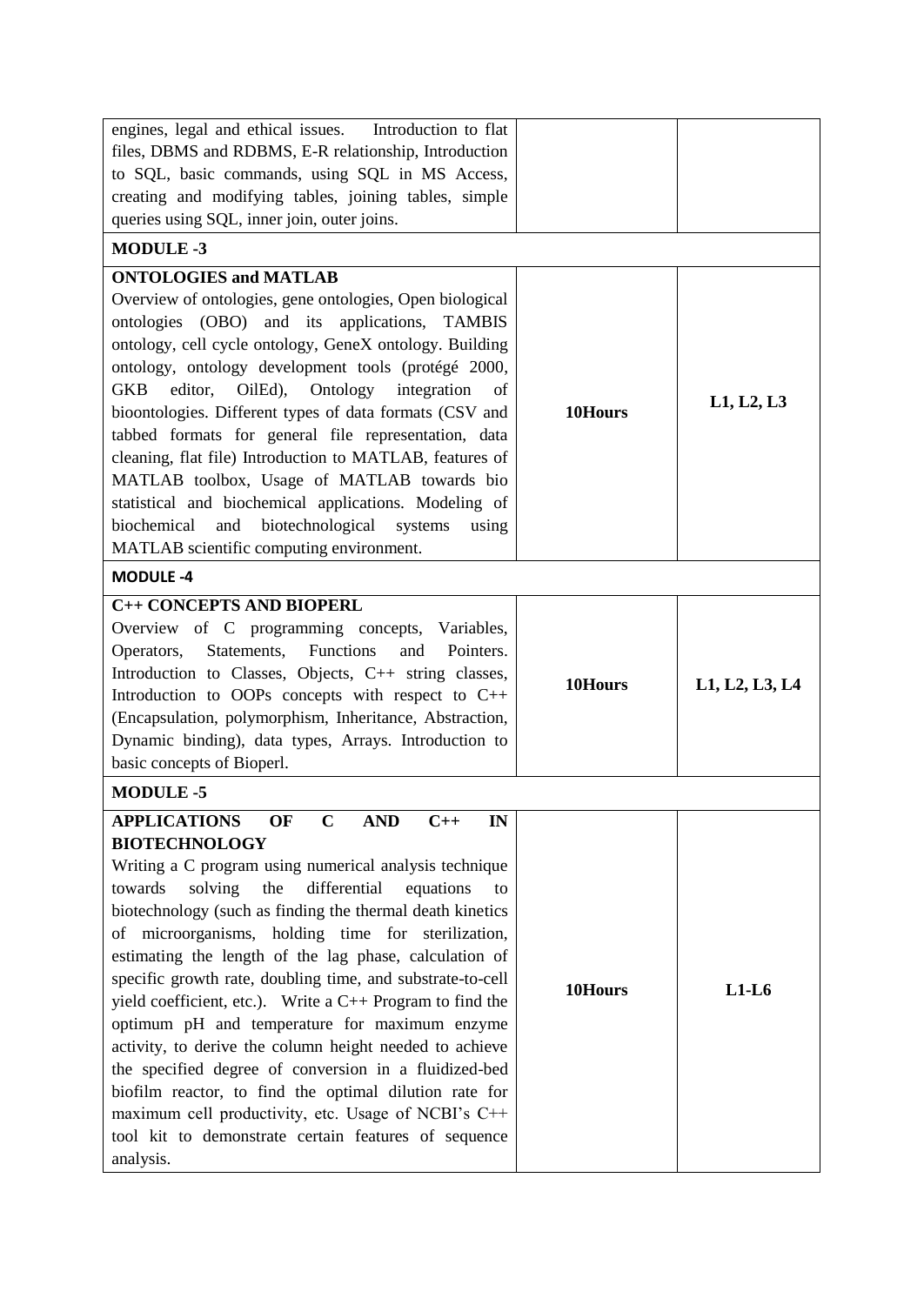| | | |
|---|---|---|
| engines, legal and ethical issues. Introduction to flat files, DBMS and RDBMS, E-R relationship, Introduction to SQL, basic commands, using SQL in MS Access, creating and modifying tables, joining tables, simple queries using SQL, inner join, outer joins. | | |
| **MODULE -3** | | |
| **ONTOLOGIES and MATLAB**<br>Overview of ontologies, gene ontologies, Open biological ontologies (OBO) and its applications, TAMBIS ontology, cell cycle ontology, GeneX ontology. Building ontology, ontology development tools (protégé 2000, GKB editor, OilEd), Ontology integration of bioontologies. Different types of data formats (CSV and tabbed formats for general file representation, data cleaning, flat file) Introduction to MATLAB, features of MATLAB toolbox, Usage of MATLAB towards bio statistical and biochemical applications. Modeling of biochemical and biotechnological systems using MATLAB scientific computing environment. | **10Hours** | **L1, L2, L3** |
| **MODULE -4** | | |
| **C++ CONCEPTS AND BIOPERL**<br>Overview of C programming concepts, Variables, Operators, Statements, Functions and Pointers. Introduction to Classes, Objects, C++ string classes, Introduction to OOPs concepts with respect to C++ (Encapsulation, polymorphism, Inheritance, Abstraction, Dynamic binding), data types, Arrays. Introduction to basic concepts of Bioperl. | **10Hours** | **L1, L2, L3, L4** |
| **MODULE -5** | | |
| **APPLICATIONS OF C AND C++ IN BIOTECHNOLOGY**<br>Writing a C program using numerical analysis technique towards solving the differential equations to biotechnology (such as finding the thermal death kinetics of microorganisms, holding time for sterilization, estimating the length of the lag phase, calculation of specific growth rate, doubling time, and substrate-to-cell yield coefficient, etc.). Write a C++ Program to find the optimum pH and temperature for maximum enzyme activity, to derive the column height needed to achieve the specified degree of conversion in a fluidized-bed biofilm reactor, to find the optimal dilution rate for maximum cell productivity, etc. Usage of NCBI's C++ tool kit to demonstrate certain features of sequence analysis. | **10Hours** | **L1-L6** |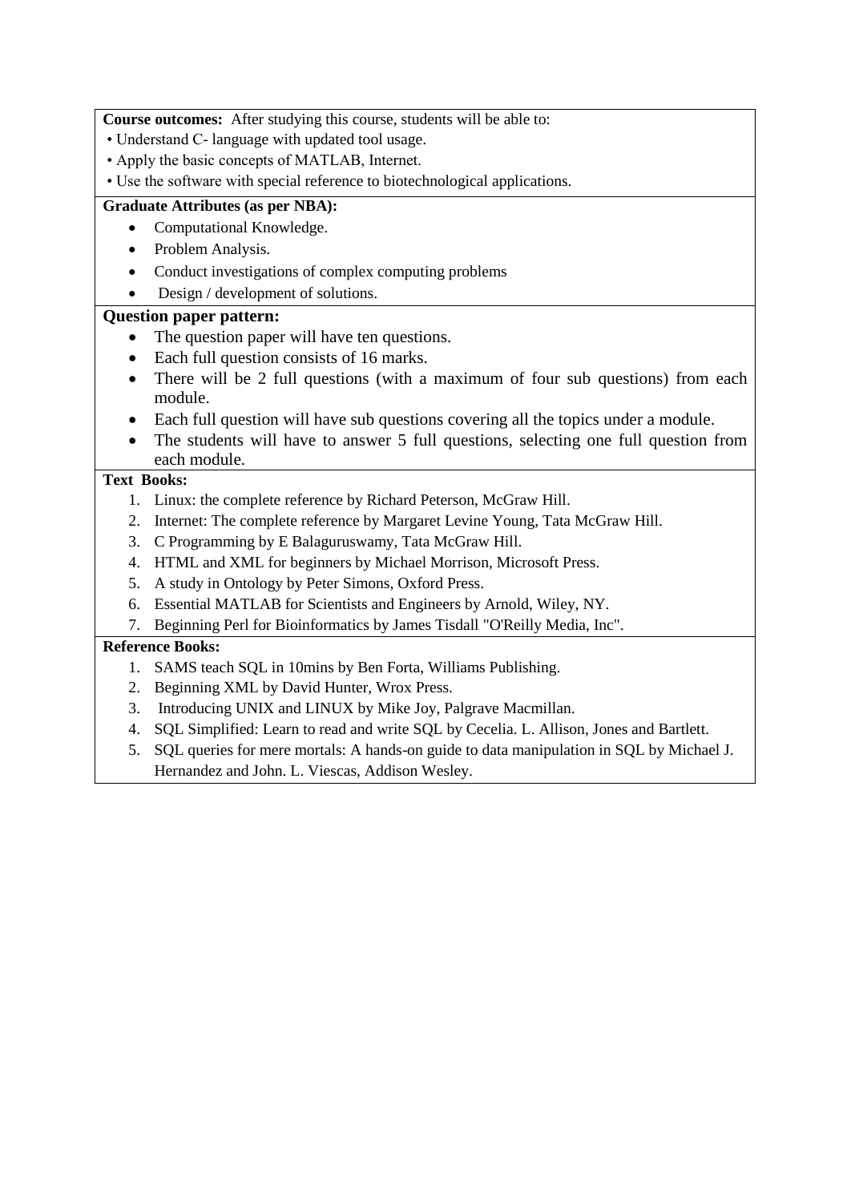**Course outcomes:** After studying this course, students will be able to:

- Understand C- language with updated tool usage.
- Apply the basic concepts of MATLAB, Internet.
- Use the software with special reference to biotechnological applications.

**Graduate Attributes (as per NBA):**

- Computational Knowledge.
- Problem Analysis.
- Conduct investigations of complex computing problems
- Design / development of solutions.

**Question paper pattern:**

- The question paper will have ten questions.
- Each full question consists of 16 marks.
- There will be 2 full questions (with a maximum of four sub questions) from each module.
- Each full question will have sub questions covering all the topics under a module.
- The students will have to answer 5 full questions, selecting one full question from each module.

**Text Books:**

1. Linux: the complete reference by Richard Peterson, McGraw Hill.
2. Internet: The complete reference by Margaret Levine Young, Tata McGraw Hill.
3. C Programming by E Balaguruswamy, Tata McGraw Hill.
4. HTML and XML for beginners by Michael Morrison, Microsoft Press.
5. A study in Ontology by Peter Simons, Oxford Press.
6. Essential MATLAB for Scientists and Engineers by Arnold, Wiley, NY.
7. Beginning Perl for Bioinformatics by James Tisdall "O'Reilly Media, Inc".

**Reference Books:**

1. SAMS teach SQL in 10mins by Ben Forta, Williams Publishing.
2. Beginning XML by David Hunter, Wrox Press.
3. Introducing UNIX and LINUX by Mike Joy, Palgrave Macmillan.
4. SQL Simplified: Learn to read and write SQL by Cecelia. L. Allison, Jones and Bartlett.
5. SQL queries for mere mortals: A hands-on guide to data manipulation in SQL by Michael J. Hernandez and John. L. Viescas, Addison Wesley.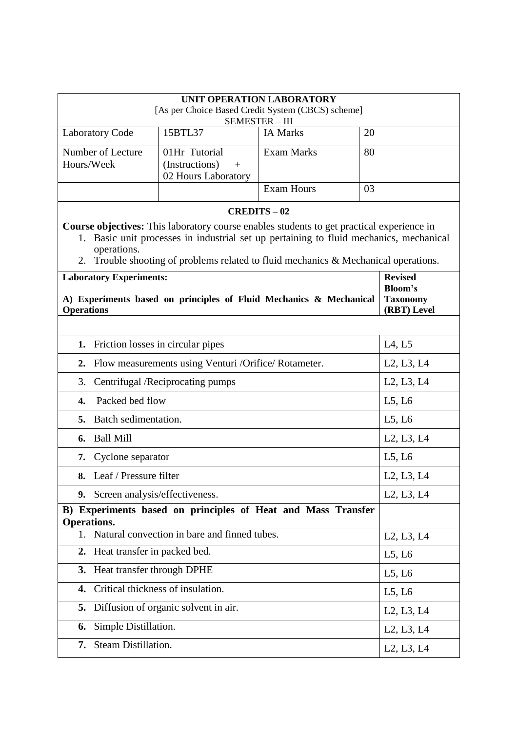**UNIT OPERATION LABORATORY**
[As per Choice Based Credit System (CBCS) scheme]
SEMESTER – III

| Laboratory Code | 15BTL37 | IA Marks | 20 |
|---|---|---|---|
| Number of Lecture Hours/Week | 01Hr Tutorial (Instructions) + 02 Hours Laboratory | Exam Marks | 80 |
| | | Exam Hours | 03 |

**CREDITS – 02**

**Course objectives:** This laboratory course enables students to get practical experience in

1. Basic unit processes in industrial set up pertaining to fluid mechanics, mechanical operations.
2. Trouble shooting of problems related to fluid mechanics & Mechanical operations.

| **Laboratory Experiments:** **A) Experiments based on principles of Fluid Mechanics & Mechanical Operations** | **Revised Bloom's Taxonomy (RBT) Level** |
|---|---|
| | |
| **1.** Friction losses in circular pipes | L4, L5 |
| **2.** Flow measurements using Venturi /Orifice/ Rotameter. | L2, L3, L4 |
| 3. Centrifugal /Reciprocating pumps | L2, L3, L4 |
| **4.** Packed bed flow | L5, L6 |
| **5.** Batch sedimentation. | L5, L6 |
| **6.** Ball Mill | L2, L3, L4 |
| **7.** Cyclone separator | L5, L6 |
| **8.** Leaf / Pressure filter | L2, L3, L4 |
| **9.** Screen analysis/effectiveness. | L2, L3, L4 |
| **B) Experiments based on principles of Heat and Mass Transfer Operations.** | |
| 1. Natural convection in bare and finned tubes. | L2, L3, L4 |
| **2.** Heat transfer in packed bed. | L5, L6 |
| **3.** Heat transfer through DPHE | L5, L6 |
| **4.** Critical thickness of insulation. | L5, L6 |
| **5.** Diffusion of organic solvent in air. | L2, L3, L4 |
| **6.** Simple Distillation. | L2, L3, L4 |
| **7.** Steam Distillation. | L2, L3, L4 |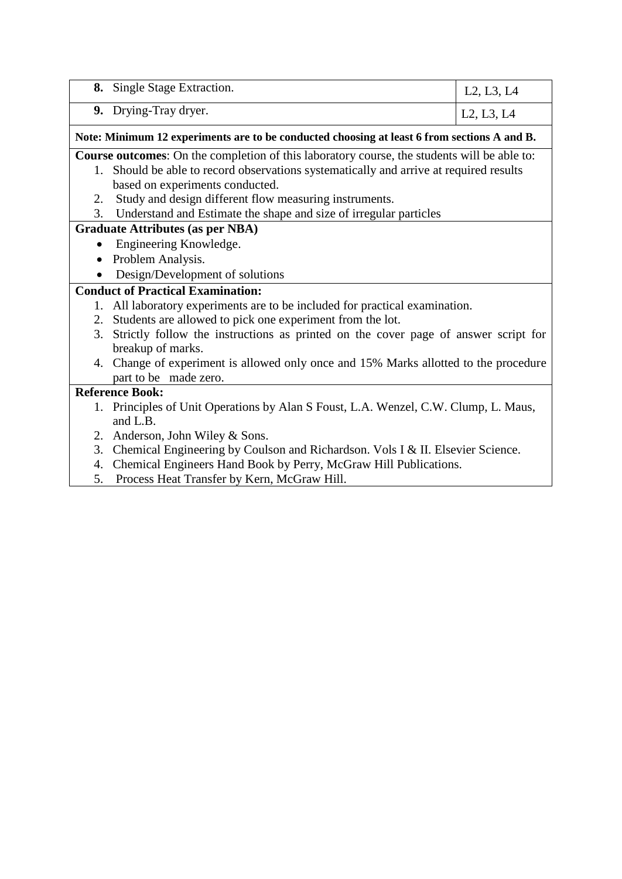| | |
|---|---|
| **8.** Single Stage Extraction. | L2, L3, L4 |
| **9.** Drying-Tray dryer. | L2, L3, L4 |

**Note: Minimum 12 experiments are to be conducted choosing at least 6 from sections A and B.**

**Course outcomes**: On the completion of this laboratory course, the students will be able to:

1. Should be able to record observations systematically and arrive at required results based on experiments conducted.
2. Study and design different flow measuring instruments.
3. Understand and Estimate the shape and size of irregular particles

**Graduate Attributes (as per NBA)**

- Engineering Knowledge.
- Problem Analysis.
- Design/Development of solutions

**Conduct of Practical Examination:**

1. All laboratory experiments are to be included for practical examination.
2. Students are allowed to pick one experiment from the lot.
3. Strictly follow the instructions as printed on the cover page of answer script for breakup of marks.
4. Change of experiment is allowed only once and 15% Marks allotted to the procedure part to be made zero.

**Reference Book:**

1. Principles of Unit Operations by Alan S Foust, L.A. Wenzel, C.W. Clump, L. Maus, and L.B.
2. Anderson, John Wiley & Sons.
3. Chemical Engineering by Coulson and Richardson. Vols I & II. Elsevier Science.
4. Chemical Engineers Hand Book by Perry, McGraw Hill Publications.
5. Process Heat Transfer by Kern, McGraw Hill.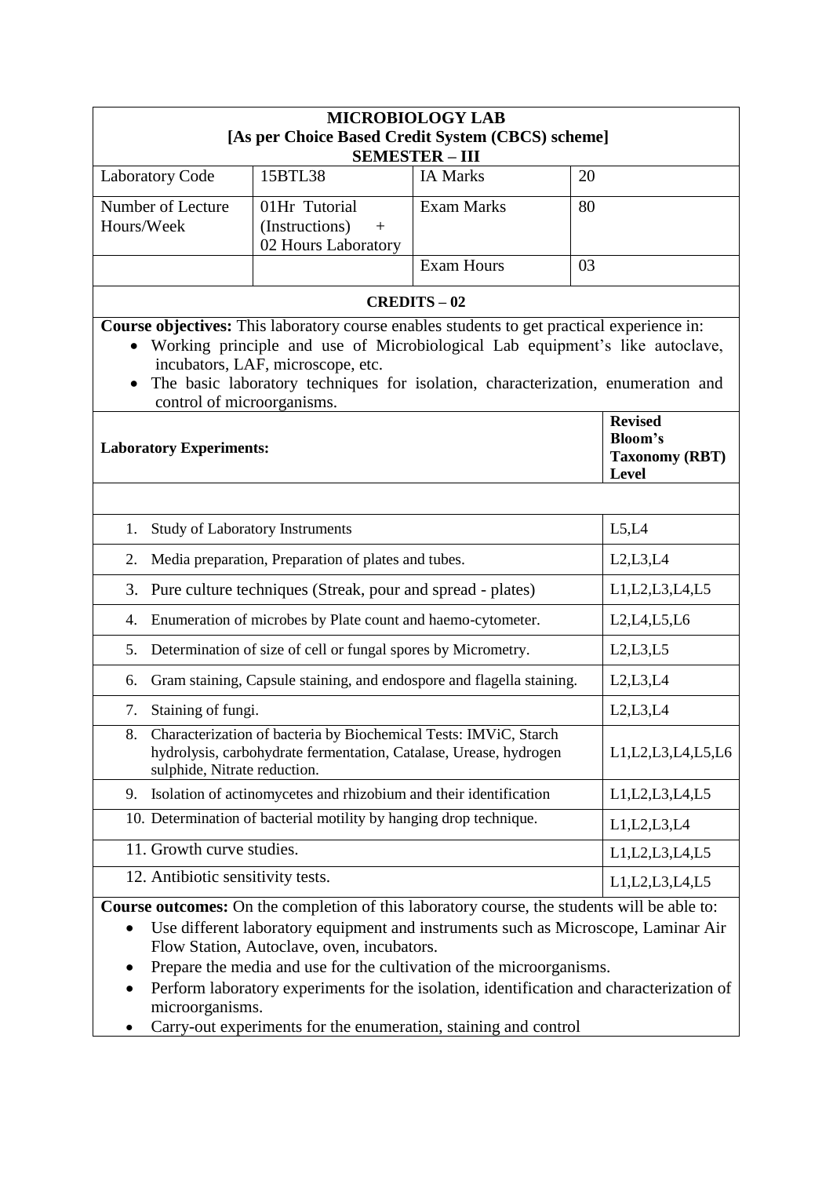**MICROBIOLOGY LAB**
**[As per Choice Based Credit System (CBCS) scheme]**
**SEMESTER – III**

| | | | |
|---|---|---|---|
| Laboratory Code | 15BTL38 | IA Marks | 20 |
| Number of Lecture Hours/Week | 01Hr Tutorial (Instructions) + 02 Hours Laboratory | Exam Marks | 80 |
| | | Exam Hours | 03 |

**CREDITS – 02**

**Course objectives:** This laboratory course enables students to get practical experience in:

- Working principle and use of Microbiological Lab equipment's like autoclave, incubators, LAF, microscope, etc.
- The basic laboratory techniques for isolation, characterization, enumeration and control of microorganisms.

| **Laboratory Experiments:** | **Revised Bloom's Taxonomy (RBT) Level** |
|---|---|
| | |
| 1. Study of Laboratory Instruments | L5,L4 |
| 2. Media preparation, Preparation of plates and tubes. | L2,L3,L4 |
| 3. Pure culture techniques (Streak, pour and spread - plates) | L1,L2,L3,L4,L5 |
| 4. Enumeration of microbes by Plate count and haemo-cytometer. | L2,L4,L5,L6 |
| 5. Determination of size of cell or fungal spores by Micrometry. | L2,L3,L5 |
| 6. Gram staining, Capsule staining, and endospore and flagella staining. | L2,L3,L4 |
| 7. Staining of fungi. | L2,L3,L4 |
| 8. Characterization of bacteria by Biochemical Tests: IMViC, Starch hydrolysis, carbohydrate fermentation, Catalase, Urease, hydrogen sulphide, Nitrate reduction. | L1,L2,L3,L4,L5,L6 |
| 9. Isolation of actinomycetes and rhizobium and their identification | L1,L2,L3,L4,L5 |
| 10. Determination of bacterial motility by hanging drop technique. | L1,L2,L3,L4 |
| 11. Growth curve studies. | L1,L2,L3,L4,L5 |
| 12. Antibiotic sensitivity tests. | L1,L2,L3,L4,L5 |

**Course outcomes:** On the completion of this laboratory course, the students will be able to:

- Use different laboratory equipment and instruments such as Microscope, Laminar Air Flow Station, Autoclave, oven, incubators.
- Prepare the media and use for the cultivation of the microorganisms.
- Perform laboratory experiments for the isolation, identification and characterization of microorganisms.
- Carry-out experiments for the enumeration, staining and control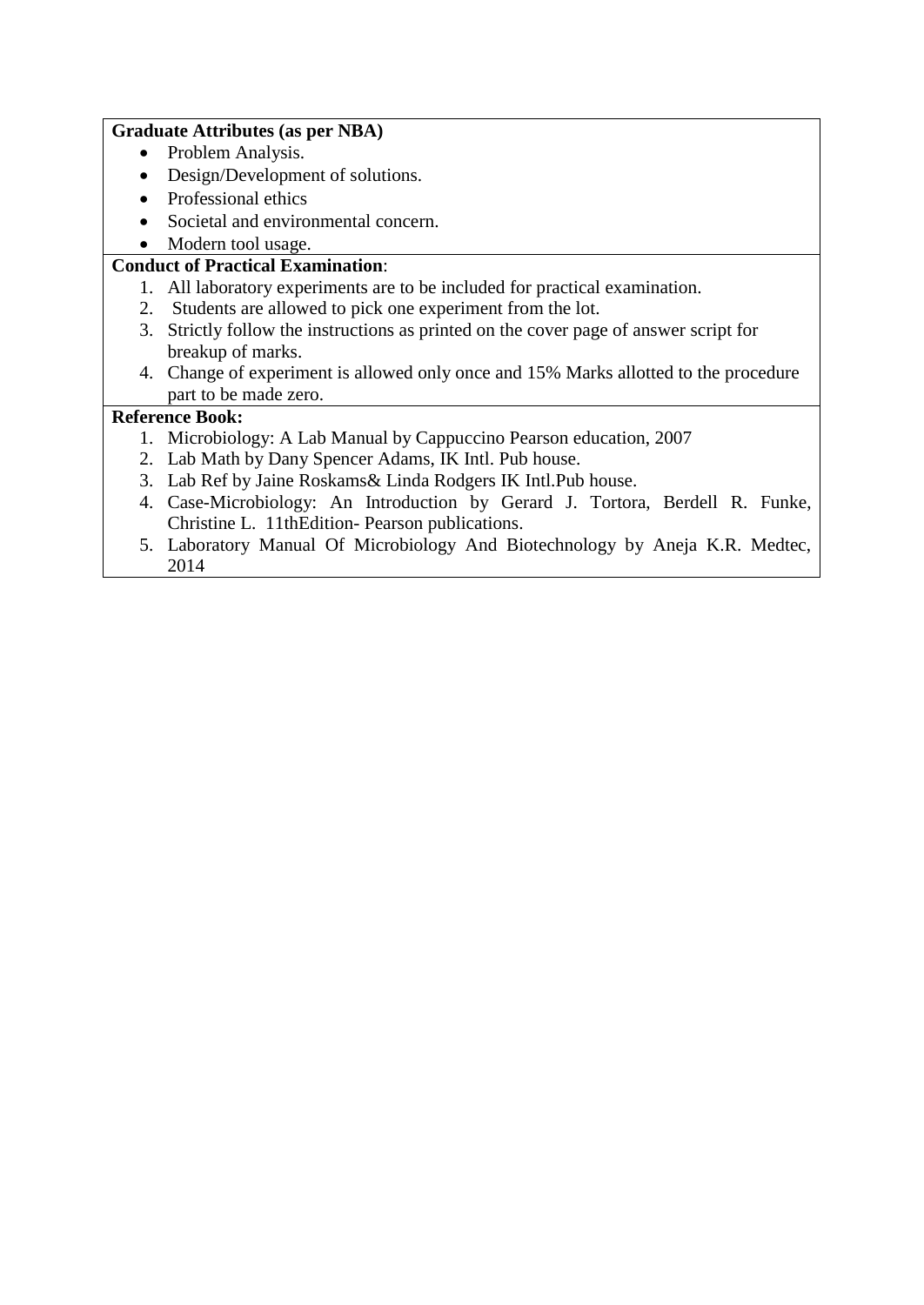**Graduate Attributes (as per NBA)**

- Problem Analysis.
- Design/Development of solutions.
- Professional ethics
- Societal and environmental concern.
- Modern tool usage.

**Conduct of Practical Examination**:

1. All laboratory experiments are to be included for practical examination.
2. Students are allowed to pick one experiment from the lot.
3. Strictly follow the instructions as printed on the cover page of answer script for breakup of marks.
4. Change of experiment is allowed only once and 15% Marks allotted to the procedure part to be made zero.

**Reference Book:**

1. Microbiology: A Lab Manual by Cappuccino Pearson education, 2007
2. Lab Math by Dany Spencer Adams, IK Intl. Pub house.
3. Lab Ref by Jaine Roskams& Linda Rodgers IK Intl.Pub house.
4. Case-Microbiology: An Introduction by Gerard J. Tortora, Berdell R. Funke, Christine L. 11thEdition- Pearson publications.
5. Laboratory Manual Of Microbiology And Biotechnology by Aneja K.R. Medtec, 2014